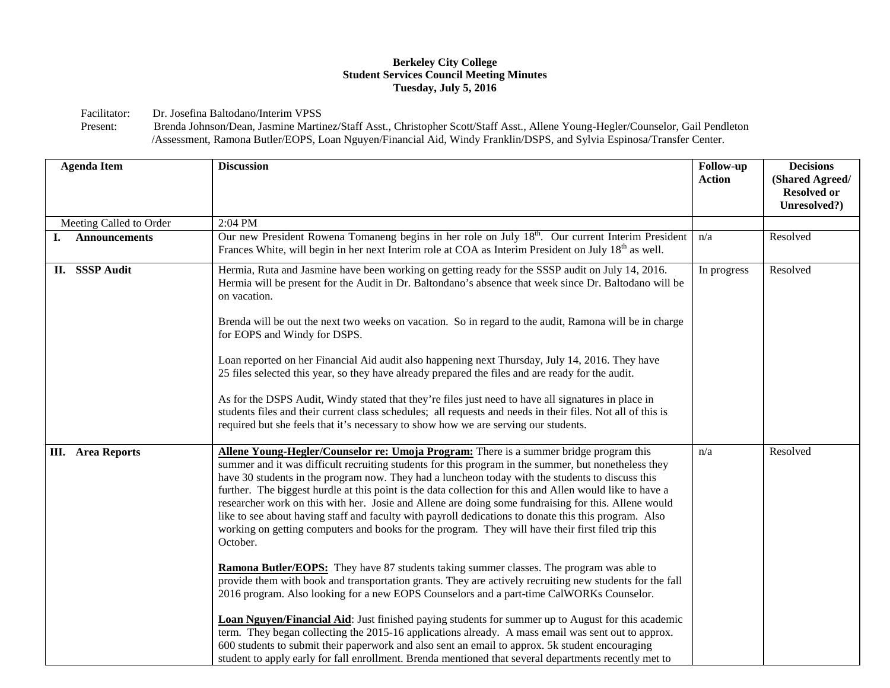**Berkeley City College**
**Student Services Council Meeting Minutes**
**Tuesday, July 5, 2016**

Facilitator: Dr. Josefina Baltodano/Interim VPSS
Present: Brenda Johnson/Dean, Jasmine Martinez/Staff Asst., Christopher Scott/Staff Asst., Allene Young-Hegler/Counselor, Gail Pendleton /Assessment, Ramona Butler/EOPS, Loan Nguyen/Financial Aid, Windy Franklin/DSPS, and Sylvia Espinosa/Transfer Center.

| Agenda Item | Discussion | Follow-up Action | Decisions (Shared Agreed/ Resolved or Unresolved?) |
|---|---|---|---|
| Meeting Called to Order | 2:04 PM | | |
| **I. Announcements** | Our new President Rowena Tomaneng begins in her role on July 18th. Our current Interim President Frances White, will begin in her next Interim role at COA as Interim President on July 18th as well. | n/a | Resolved |
| **II. SSSP Audit** | Hermia, Ruta and Jasmine have been working on getting ready for the SSSP audit on July 14, 2016. Hermia will be present for the Audit in Dr. Baltondano's absence that week since Dr. Baltodano will be on vacation.<br><br>Brenda will be out the next two weeks on vacation. So in regard to the audit, Ramona will be in charge for EOPS and Windy for DSPS.<br><br>Loan reported on her Financial Aid audit also happening next Thursday, July 14, 2016. They have 25 files selected this year, so they have already prepared the files and are ready for the audit.<br><br>As for the DSPS Audit, Windy stated that they're files just need to have all signatures in place in students files and their current class schedules; all requests and needs in their files. Not all of this is required but she feels that it's necessary to show how we are serving our students. | In progress | Resolved |
| **III. Area Reports** | **Allene Young-Hegler/Counselor re: Umoja Program:** There is a summer bridge program this summer and it was difficult recruiting students for this program in the summer, but nonetheless they have 30 students in the program now. They had a luncheon today with the students to discuss this further. The biggest hurdle at this point is the data collection for this and Allen would like to have a researcher work on this with her. Josie and Allene are doing some fundraising for this. Allene would like to see about having staff and faculty with payroll dedications to donate this this program. Also working on getting computers and books for the program. They will have their first filed trip this October.<br><br>**Ramona Butler/EOPS:** They have 87 students taking summer classes. The program was able to provide them with book and transportation grants. They are actively recruiting new students for the fall 2016 program. Also looking for a new EOPS Counselors and a part-time CalWORKs Counselor.<br><br>**Loan Nguyen/Financial Aid**: Just finished paying students for summer up to August for this academic term. They began collecting the 2015-16 applications already. A mass email was sent out to approx. 600 students to submit their paperwork and also sent an email to approx. 5k student encouraging student to apply early for fall enrollment. Brenda mentioned that several departments recently met to | n/a | Resolved |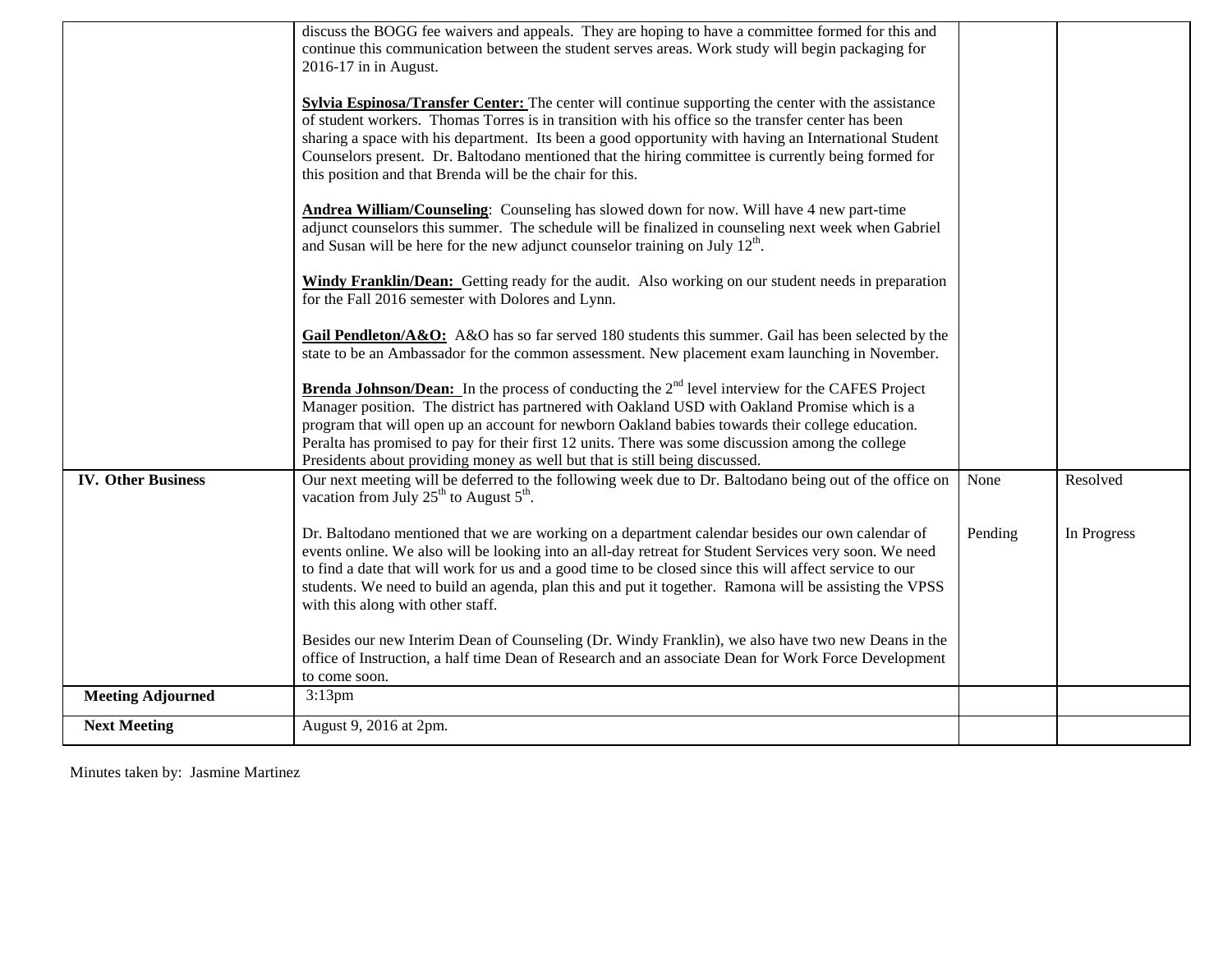| | | | |
|---|---|---|---|
| | discuss the BOGG fee waivers and appeals. They are hoping to have a committee formed for this and continue this communication between the student serves areas. Work study will begin packaging for 2016-17 in in August.<br><br>**Sylvia Espinosa/Transfer Center:** The center will continue supporting the center with the assistance of student workers. Thomas Torres is in transition with his office so the transfer center has been sharing a space with his department. Its been a good opportunity with having an International Student Counselors present. Dr. Baltodano mentioned that the hiring committee is currently being formed for this position and that Brenda will be the chair for this.<br><br>**Andrea William/Counseling**: Counseling has slowed down for now. Will have 4 new part-time adjunct counselors this summer. The schedule will be finalized in counseling next week when Gabriel and Susan will be here for the new adjunct counselor training on July 12th.<br><br>**Windy Franklin/Dean:** Getting ready for the audit. Also working on our student needs in preparation for the Fall 2016 semester with Dolores and Lynn.<br><br>**Gail Pendleton/A&O:** A&O has so far served 180 students this summer. Gail has been selected by the state to be an Ambassador for the common assessment. New placement exam launching in November.<br><br>**Brenda Johnson/Dean:** In the process of conducting the 2nd level interview for the CAFES Project Manager position. The district has partnered with Oakland USD with Oakland Promise which is a program that will open up an account for newborn Oakland babies towards their college education. Peralta has promised to pay for their first 12 units. There was some discussion among the college Presidents about providing money as well but that is still being discussed. | | |
| **IV. Other Business** | Our next meeting will be deferred to the following week due to Dr. Baltodano being out of the office on vacation from July 25th to August 5th.<br><br>Dr. Baltodano mentioned that we are working on a department calendar besides our own calendar of events online. We also will be looking into an all-day retreat for Student Services very soon. We need to find a date that will work for us and a good time to be closed since this will affect service to our students. We need to build an agenda, plan this and put it together. Ramona will be assisting the VPSS with this along with other staff.<br><br>Besides our new Interim Dean of Counseling (Dr. Windy Franklin), we also have two new Deans in the office of Instruction, a half time Dean of Research and an associate Dean for Work Force Development to come soon. | None<br><br>Pending | Resolved<br><br>In Progress |
| **Meeting Adjourned** | 3:13pm | | |
| **Next Meeting** | August 9, 2016 at 2pm. | | |

Minutes taken by: Jasmine Martinez